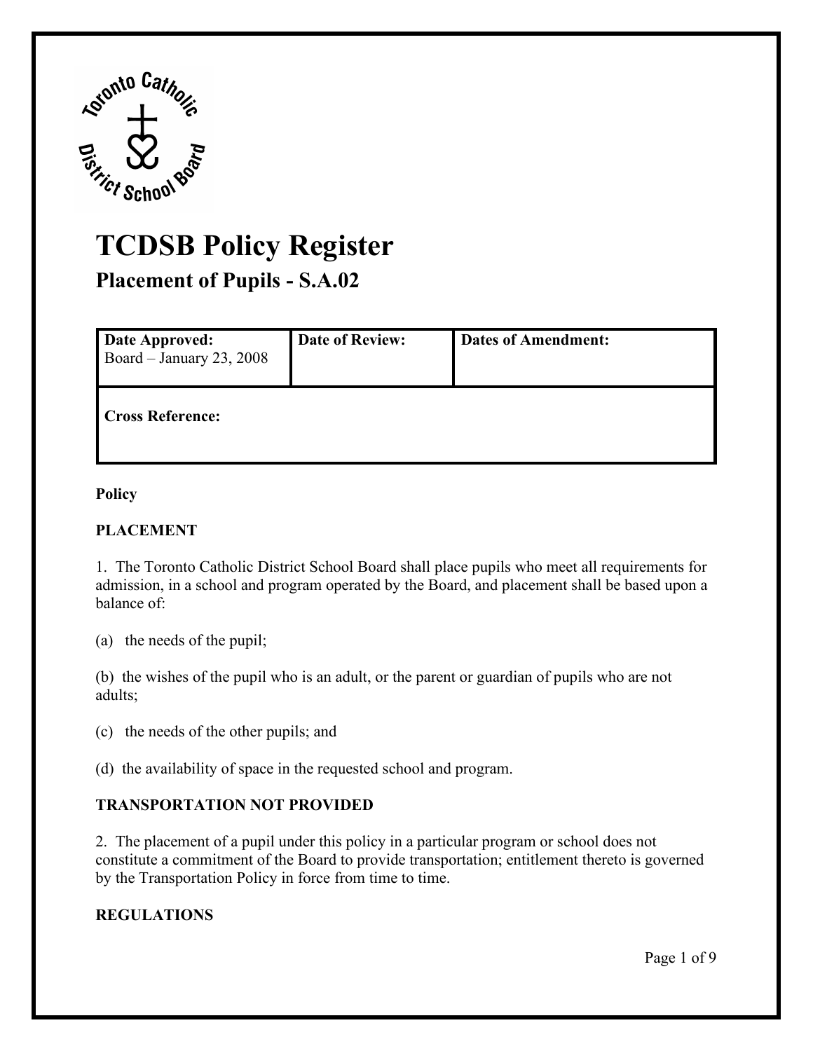# TCDSB Policy Register

## Placement of Pupils - S.A.02

| Date Approved: Board – January 23, 2008 | Date of Review: | Dates of Amendment: |
|---|---|---|
| Cross Reference: | | |

**Policy**

**PLACEMENT**

1. The Toronto Catholic District School Board shall place pupils who meet all requirements for admission, in a school and program operated by the Board, and placement shall be based upon a balance of:

(a) the needs of the pupil;

(b) the wishes of the pupil who is an adult, or the parent or guardian of pupils who are not adults;

(c) the needs of the other pupils; and

(d) the availability of space in the requested school and program.

**TRANSPORTATION NOT PROVIDED**

2. The placement of a pupil under this policy in a particular program or school does not constitute a commitment of the Board to provide transportation; entitlement thereto is governed by the Transportation Policy in force from time to time.

**REGULATIONS**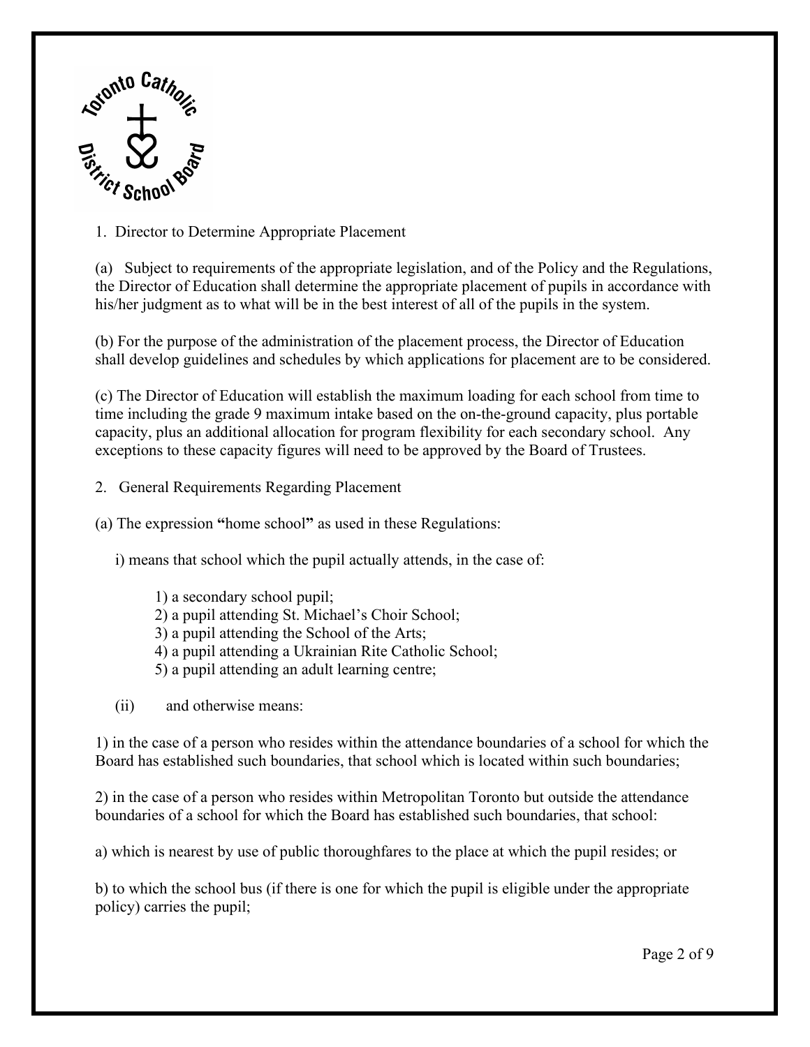1. Director to Determine Appropriate Placement

(a) Subject to requirements of the appropriate legislation, and of the Policy and the Regulations, the Director of Education shall determine the appropriate placement of pupils in accordance with his/her judgment as to what will be in the best interest of all of the pupils in the system.

(b) For the purpose of the administration of the placement process, the Director of Education shall develop guidelines and schedules by which applications for placement are to be considered.

(c) The Director of Education will establish the maximum loading for each school from time to time including the grade 9 maximum intake based on the on-the-ground capacity, plus portable capacity, plus an additional allocation for program flexibility for each secondary school. Any exceptions to these capacity figures will need to be approved by the Board of Trustees.

2. General Requirements Regarding Placement

(a) The expression **"**home school**"** as used in these Regulations:

i) means that school which the pupil actually attends, in the case of:

1) a secondary school pupil;
2) a pupil attending St. Michael's Choir School;
3) a pupil attending the School of the Arts;
4) a pupil attending a Ukrainian Rite Catholic School;
5) a pupil attending an adult learning centre;

(ii) and otherwise means:

1) in the case of a person who resides within the attendance boundaries of a school for which the Board has established such boundaries, that school which is located within such boundaries;

2) in the case of a person who resides within Metropolitan Toronto but outside the attendance boundaries of a school for which the Board has established such boundaries, that school:

a) which is nearest by use of public thoroughfares to the place at which the pupil resides; or

b) to which the school bus (if there is one for which the pupil is eligible under the appropriate policy) carries the pupil;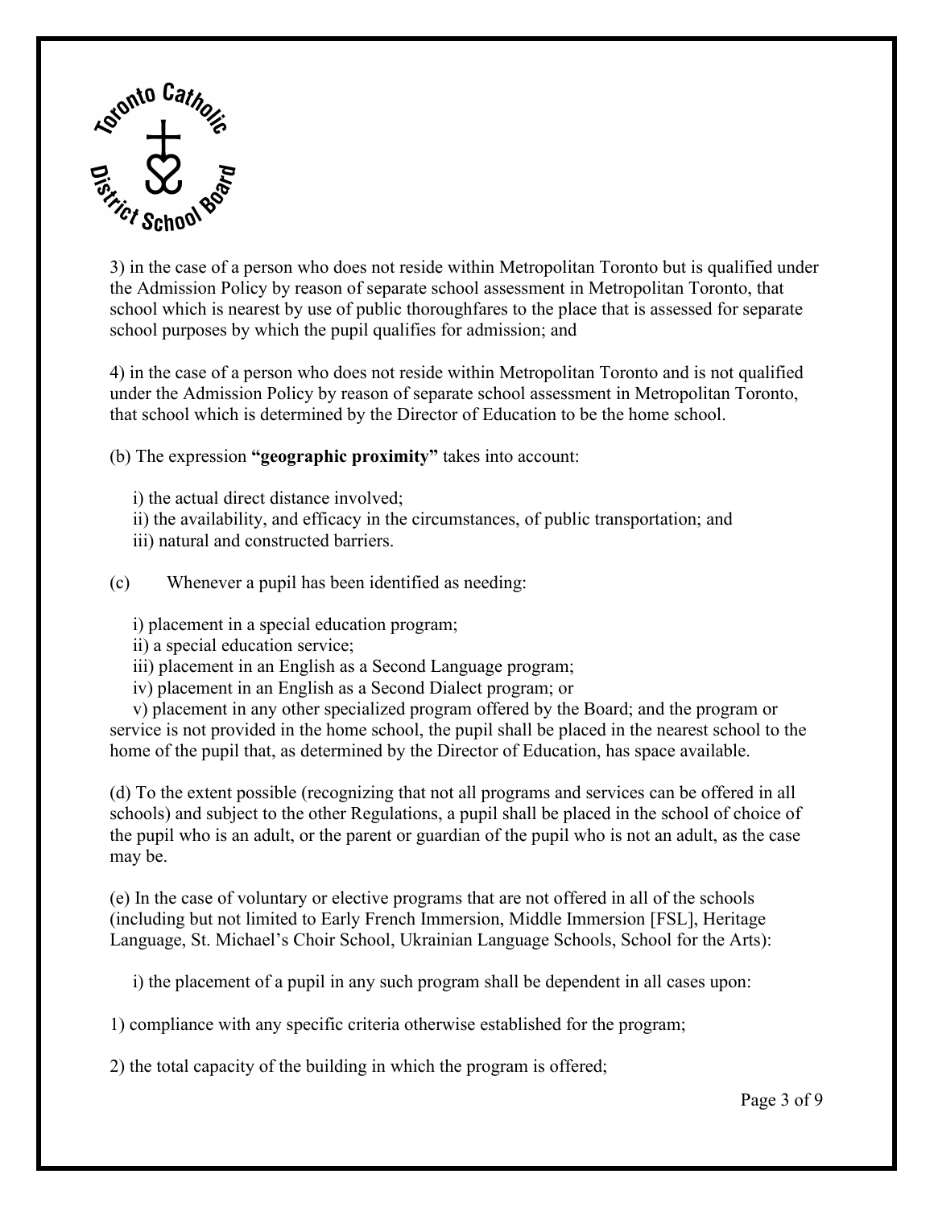3) in the case of a person who does not reside within Metropolitan Toronto but is qualified under the Admission Policy by reason of separate school assessment in Metropolitan Toronto, that school which is nearest by use of public thoroughfares to the place that is assessed for separate school purposes by which the pupil qualifies for admission; and

4) in the case of a person who does not reside within Metropolitan Toronto and is not qualified under the Admission Policy by reason of separate school assessment in Metropolitan Toronto, that school which is determined by the Director of Education to be the home school.

(b) The expression **"geographic proximity"** takes into account:

i) the actual direct distance involved;
ii) the availability, and efficacy in the circumstances, of public transportation; and
iii) natural and constructed barriers.

(c) Whenever a pupil has been identified as needing:

i) placement in a special education program;
ii) a special education service;
iii) placement in an English as a Second Language program;
iv) placement in an English as a Second Dialect program; or
v) placement in any other specialized program offered by the Board; and the program or service is not provided in the home school, the pupil shall be placed in the nearest school to the home of the pupil that, as determined by the Director of Education, has space available.

(d) To the extent possible (recognizing that not all programs and services can be offered in all schools) and subject to the other Regulations, a pupil shall be placed in the school of choice of the pupil who is an adult, or the parent or guardian of the pupil who is not an adult, as the case may be.

(e) In the case of voluntary or elective programs that are not offered in all of the schools (including but not limited to Early French Immersion, Middle Immersion [FSL], Heritage Language, St. Michael's Choir School, Ukrainian Language Schools, School for the Arts):

i) the placement of a pupil in any such program shall be dependent in all cases upon:

1) compliance with any specific criteria otherwise established for the program;

2) the total capacity of the building in which the program is offered;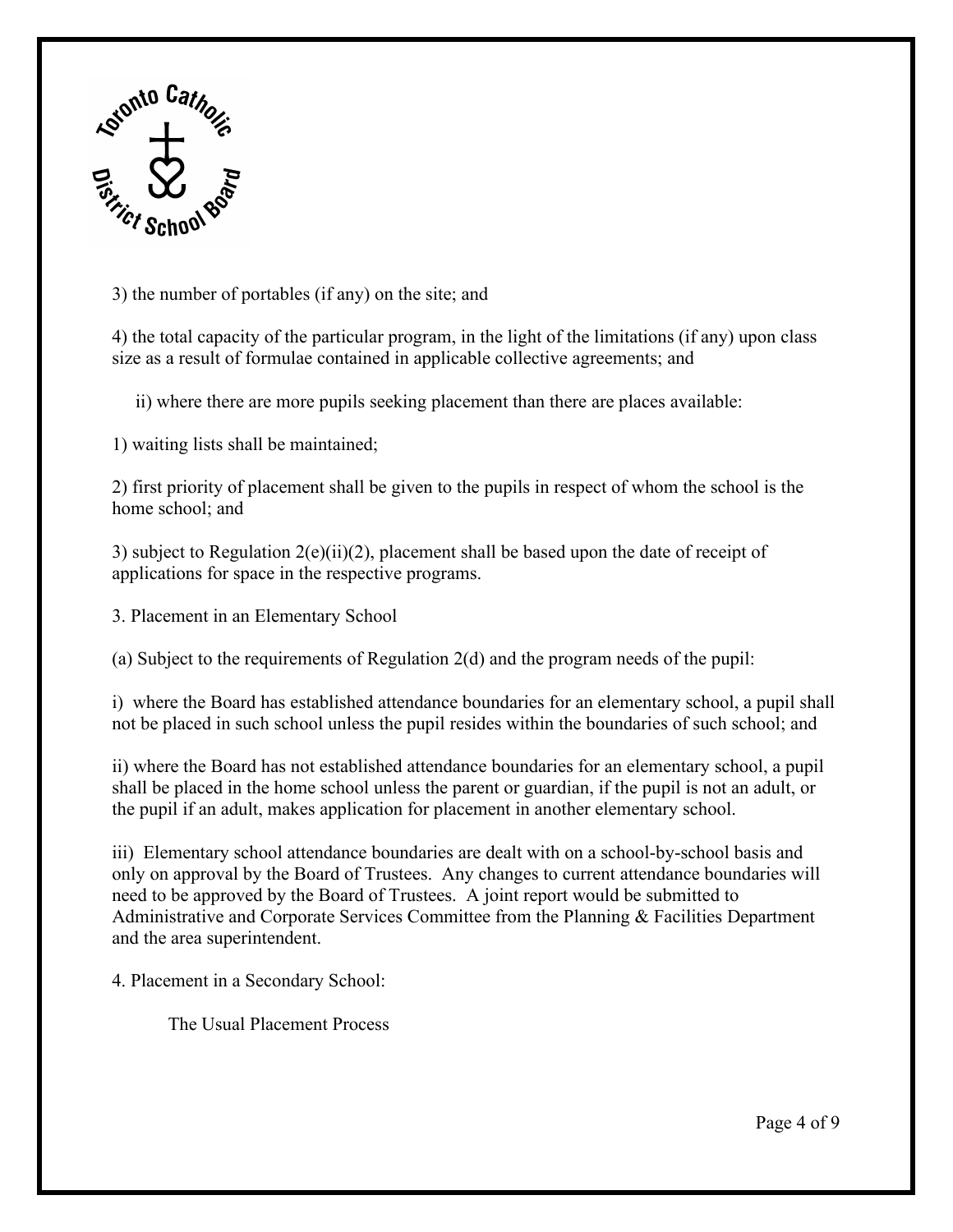3) the number of portables (if any) on the site; and

4) the total capacity of the particular program, in the light of the limitations (if any) upon class size as a result of formulae contained in applicable collective agreements; and

ii) where there are more pupils seeking placement than there are places available:

1) waiting lists shall be maintained;

2) first priority of placement shall be given to the pupils in respect of whom the school is the home school; and

3) subject to Regulation 2(e)(ii)(2), placement shall be based upon the date of receipt of applications for space in the respective programs.

3. Placement in an Elementary School

(a) Subject to the requirements of Regulation 2(d) and the program needs of the pupil:

i) where the Board has established attendance boundaries for an elementary school, a pupil shall not be placed in such school unless the pupil resides within the boundaries of such school; and

ii) where the Board has not established attendance boundaries for an elementary school, a pupil shall be placed in the home school unless the parent or guardian, if the pupil is not an adult, or the pupil if an adult, makes application for placement in another elementary school.

iii) Elementary school attendance boundaries are dealt with on a school-by-school basis and only on approval by the Board of Trustees. Any changes to current attendance boundaries will need to be approved by the Board of Trustees. A joint report would be submitted to Administrative and Corporate Services Committee from the Planning & Facilities Department and the area superintendent.

4. Placement in a Secondary School:

The Usual Placement Process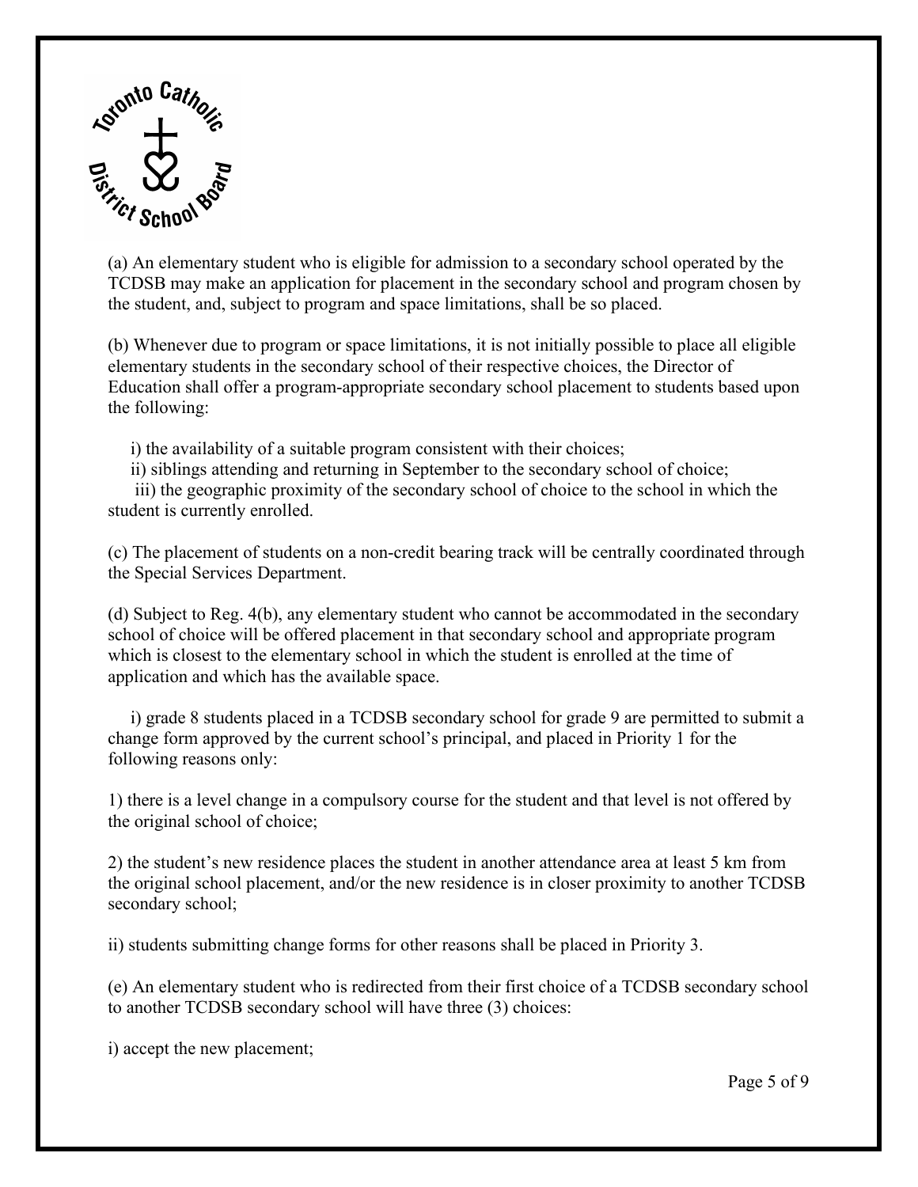(a) An elementary student who is eligible for admission to a secondary school operated by the TCDSB may make an application for placement in the secondary school and program chosen by the student, and, subject to program and space limitations, shall be so placed.

(b) Whenever due to program or space limitations, it is not initially possible to place all eligible elementary students in the secondary school of their respective choices, the Director of Education shall offer a program-appropriate secondary school placement to students based upon the following:

i) the availability of a suitable program consistent with their choices;
ii) siblings attending and returning in September to the secondary school of choice;
iii) the geographic proximity of the secondary school of choice to the school in which the student is currently enrolled.

(c) The placement of students on a non-credit bearing track will be centrally coordinated through the Special Services Department.

(d) Subject to Reg. 4(b), any elementary student who cannot be accommodated in the secondary school of choice will be offered placement in that secondary school and appropriate program which is closest to the elementary school in which the student is enrolled at the time of application and which has the available space.

i) grade 8 students placed in a TCDSB secondary school for grade 9 are permitted to submit a change form approved by the current school's principal, and placed in Priority 1 for the following reasons only:

1) there is a level change in a compulsory course for the student and that level is not offered by the original school of choice;

2) the student's new residence places the student in another attendance area at least 5 km from the original school placement, and/or the new residence is in closer proximity to another TCDSB secondary school;

ii) students submitting change forms for other reasons shall be placed in Priority 3.

(e) An elementary student who is redirected from their first choice of a TCDSB secondary school to another TCDSB secondary school will have three (3) choices:

i) accept the new placement;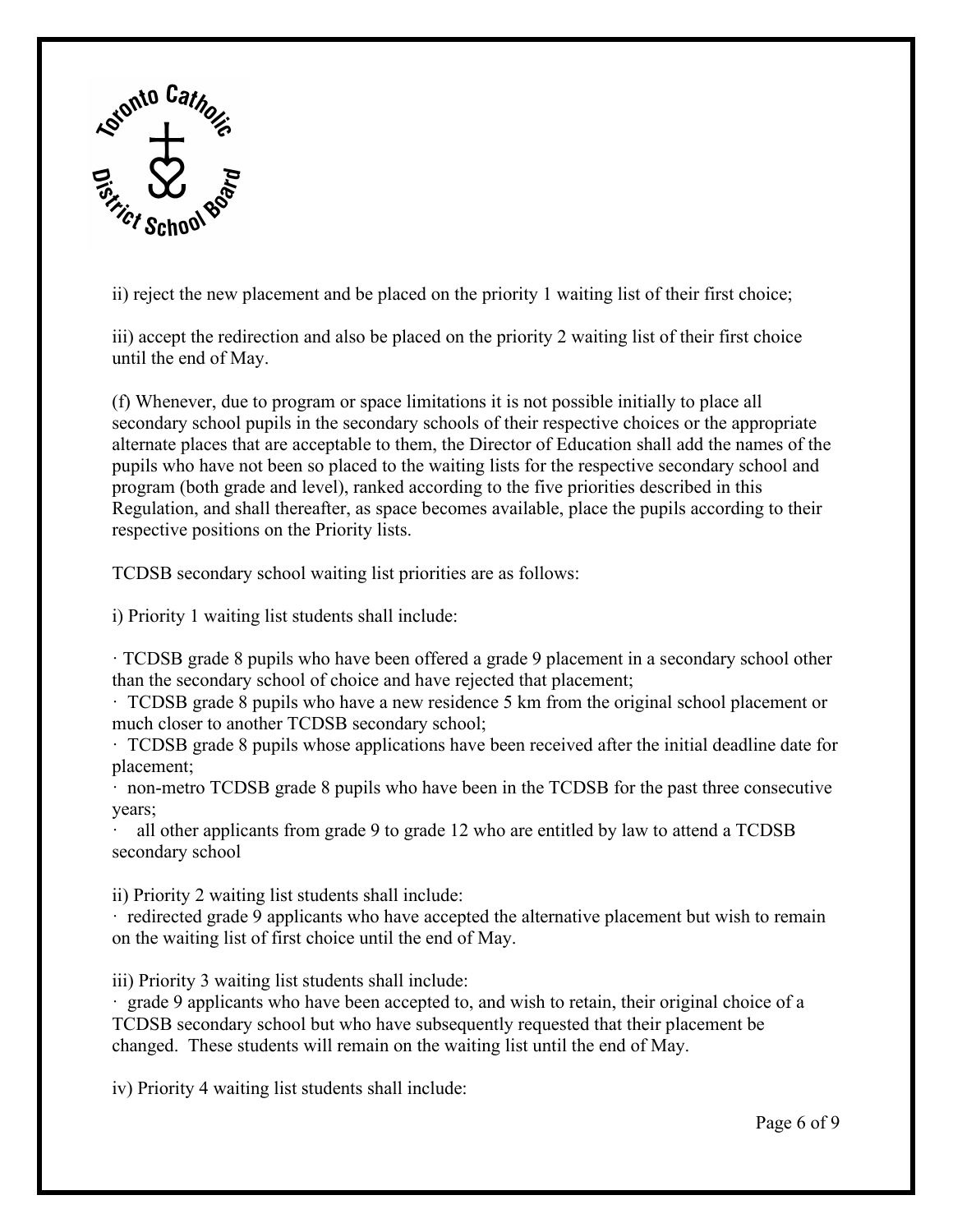ii) reject the new placement and be placed on the priority 1 waiting list of their first choice;

iii) accept the redirection and also be placed on the priority 2 waiting list of their first choice until the end of May.

(f) Whenever, due to program or space limitations it is not possible initially to place all secondary school pupils in the secondary schools of their respective choices or the appropriate alternate places that are acceptable to them, the Director of Education shall add the names of the pupils who have not been so placed to the waiting lists for the respective secondary school and program (both grade and level), ranked according to the five priorities described in this Regulation, and shall thereafter, as space becomes available, place the pupils according to their respective positions on the Priority lists.

TCDSB secondary school waiting list priorities are as follows:

i) Priority 1 waiting list students shall include:

- TCDSB grade 8 pupils who have been offered a grade 9 placement in a secondary school other than the secondary school of choice and have rejected that placement;
- TCDSB grade 8 pupils who have a new residence 5 km from the original school placement or much closer to another TCDSB secondary school;
- TCDSB grade 8 pupils whose applications have been received after the initial deadline date for placement;
- non-metro TCDSB grade 8 pupils who have been in the TCDSB for the past three consecutive years;
- all other applicants from grade 9 to grade 12 who are entitled by law to attend a TCDSB secondary school

ii) Priority 2 waiting list students shall include:

- redirected grade 9 applicants who have accepted the alternative placement but wish to remain on the waiting list of first choice until the end of May.

iii) Priority 3 waiting list students shall include:

- grade 9 applicants who have been accepted to, and wish to retain, their original choice of a TCDSB secondary school but who have subsequently requested that their placement be changed. These students will remain on the waiting list until the end of May.

iv) Priority 4 waiting list students shall include: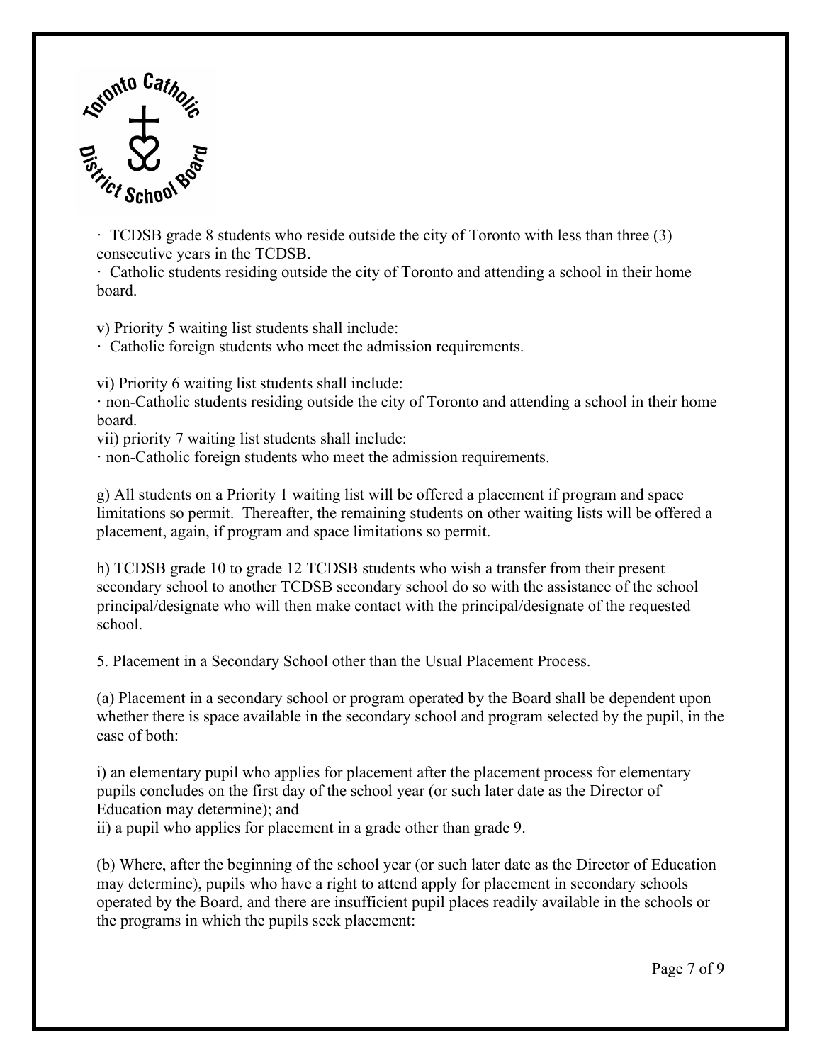· TCDSB grade 8 students who reside outside the city of Toronto with less than three (3) consecutive years in the TCDSB.

· Catholic students residing outside the city of Toronto and attending a school in their home board.

v) Priority 5 waiting list students shall include:

· Catholic foreign students who meet the admission requirements.

vi) Priority 6 waiting list students shall include:

· non-Catholic students residing outside the city of Toronto and attending a school in their home board.

vii) priority 7 waiting list students shall include:

· non-Catholic foreign students who meet the admission requirements.

g) All students on a Priority 1 waiting list will be offered a placement if program and space limitations so permit. Thereafter, the remaining students on other waiting lists will be offered a placement, again, if program and space limitations so permit.

h) TCDSB grade 10 to grade 12 TCDSB students who wish a transfer from their present secondary school to another TCDSB secondary school do so with the assistance of the school principal/designate who will then make contact with the principal/designate of the requested school.

5. Placement in a Secondary School other than the Usual Placement Process.

(a) Placement in a secondary school or program operated by the Board shall be dependent upon whether there is space available in the secondary school and program selected by the pupil, in the case of both:

i) an elementary pupil who applies for placement after the placement process for elementary pupils concludes on the first day of the school year (or such later date as the Director of Education may determine); and

ii) a pupil who applies for placement in a grade other than grade 9.

(b) Where, after the beginning of the school year (or such later date as the Director of Education may determine), pupils who have a right to attend apply for placement in secondary schools operated by the Board, and there are insufficient pupil places readily available in the schools or the programs in which the pupils seek placement: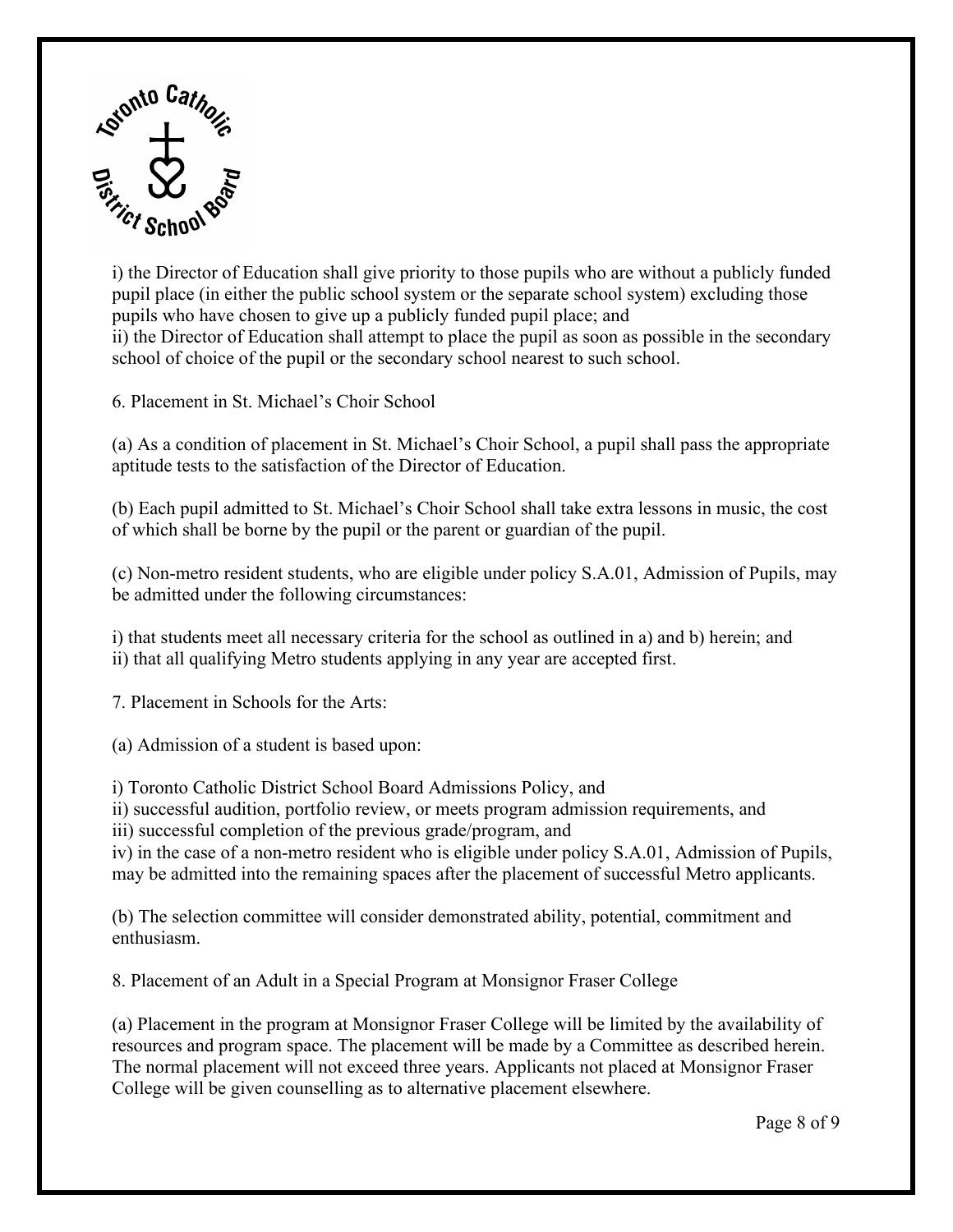i) the Director of Education shall give priority to those pupils who are without a publicly funded pupil place (in either the public school system or the separate school system) excluding those pupils who have chosen to give up a publicly funded pupil place; and
ii) the Director of Education shall attempt to place the pupil as soon as possible in the secondary school of choice of the pupil or the secondary school nearest to such school.

6. Placement in St. Michael's Choir School

(a) As a condition of placement in St. Michael's Choir School, a pupil shall pass the appropriate aptitude tests to the satisfaction of the Director of Education.

(b) Each pupil admitted to St. Michael's Choir School shall take extra lessons in music, the cost of which shall be borne by the pupil or the parent or guardian of the pupil.

(c) Non-metro resident students, who are eligible under policy S.A.01, Admission of Pupils, may be admitted under the following circumstances:

i) that students meet all necessary criteria for the school as outlined in a) and b) herein; and
ii) that all qualifying Metro students applying in any year are accepted first.

7. Placement in Schools for the Arts:

(a) Admission of a student is based upon:

i) Toronto Catholic District School Board Admissions Policy, and
ii) successful audition, portfolio review, or meets program admission requirements, and
iii) successful completion of the previous grade/program, and
iv) in the case of a non-metro resident who is eligible under policy S.A.01, Admission of Pupils, may be admitted into the remaining spaces after the placement of successful Metro applicants.

(b) The selection committee will consider demonstrated ability, potential, commitment and enthusiasm.

8. Placement of an Adult in a Special Program at Monsignor Fraser College

(a) Placement in the program at Monsignor Fraser College will be limited by the availability of resources and program space. The placement will be made by a Committee as described herein. The normal placement will not exceed three years. Applicants not placed at Monsignor Fraser College will be given counselling as to alternative placement elsewhere.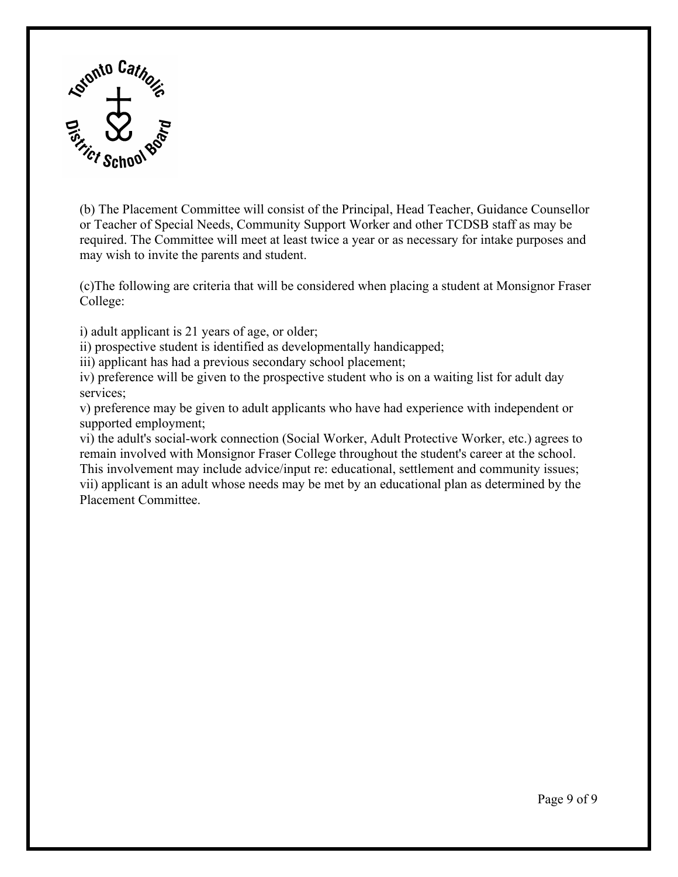(b) The Placement Committee will consist of the Principal, Head Teacher, Guidance Counsellor or Teacher of Special Needs, Community Support Worker and other TCDSB staff as may be required. The Committee will meet at least twice a year or as necessary for intake purposes and may wish to invite the parents and student.

(c)The following are criteria that will be considered when placing a student at Monsignor Fraser College:

i) adult applicant is 21 years of age, or older;
ii) prospective student is identified as developmentally handicapped;
iii) applicant has had a previous secondary school placement;
iv) preference will be given to the prospective student who is on a waiting list for adult day services;
v) preference may be given to adult applicants who have had experience with independent or supported employment;
vi) the adult's social-work connection (Social Worker, Adult Protective Worker, etc.) agrees to remain involved with Monsignor Fraser College throughout the student's career at the school. This involvement may include advice/input re: educational, settlement and community issues;
vii) applicant is an adult whose needs may be met by an educational plan as determined by the Placement Committee.